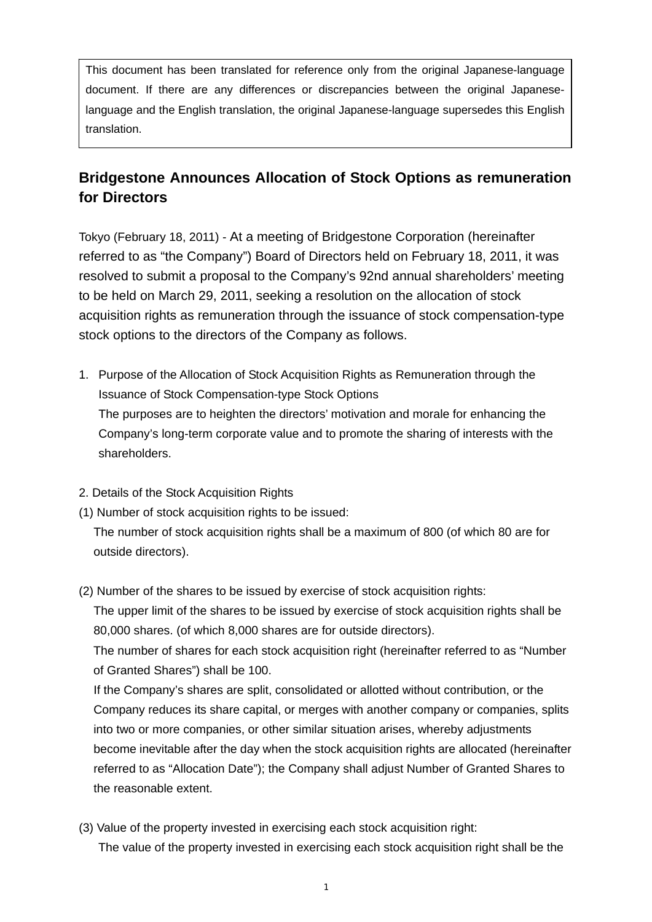> This document has been translated for reference only from the original Japanese-language document. If there are any differences or discrepancies between the original Japanese-language and the English translation, the original Japanese-language supersedes this English translation.

# Bridgestone Announces Allocation of Stock Options as remuneration for Directors

Tokyo (February 18, 2011) - At a meeting of Bridgestone Corporation (hereinafter referred to as "the Company") Board of Directors held on February 18, 2011, it was resolved to submit a proposal to the Company's 92nd annual shareholders' meeting to be held on March 29, 2011, seeking a resolution on the allocation of stock acquisition rights as remuneration through the issuance of stock compensation-type stock options to the directors of the Company as follows.

1. Purpose of the Allocation of Stock Acquisition Rights as Remuneration through the Issuance of Stock Compensation-type Stock Options
   The purposes are to heighten the directors' motivation and morale for enhancing the Company's long-term corporate value and to promote the sharing of interests with the shareholders.

2. Details of the Stock Acquisition Rights

(1) Number of stock acquisition rights to be issued:
   The number of stock acquisition rights shall be a maximum of 800 (of which 80 are for outside directors).

(2) Number of the shares to be issued by exercise of stock acquisition rights:
   The upper limit of the shares to be issued by exercise of stock acquisition rights shall be 80,000 shares. (of which 8,000 shares are for outside directors).
   The number of shares for each stock acquisition right (hereinafter referred to as "Number of Granted Shares") shall be 100.
   If the Company's shares are split, consolidated or allotted without contribution, or the Company reduces its share capital, or merges with another company or companies, splits into two or more companies, or other similar situation arises, whereby adjustments become inevitable after the day when the stock acquisition rights are allocated (hereinafter referred to as "Allocation Date"); the Company shall adjust Number of Granted Shares to the reasonable extent.

(3) Value of the property invested in exercising each stock acquisition right:
   The value of the property invested in exercising each stock acquisition right shall be the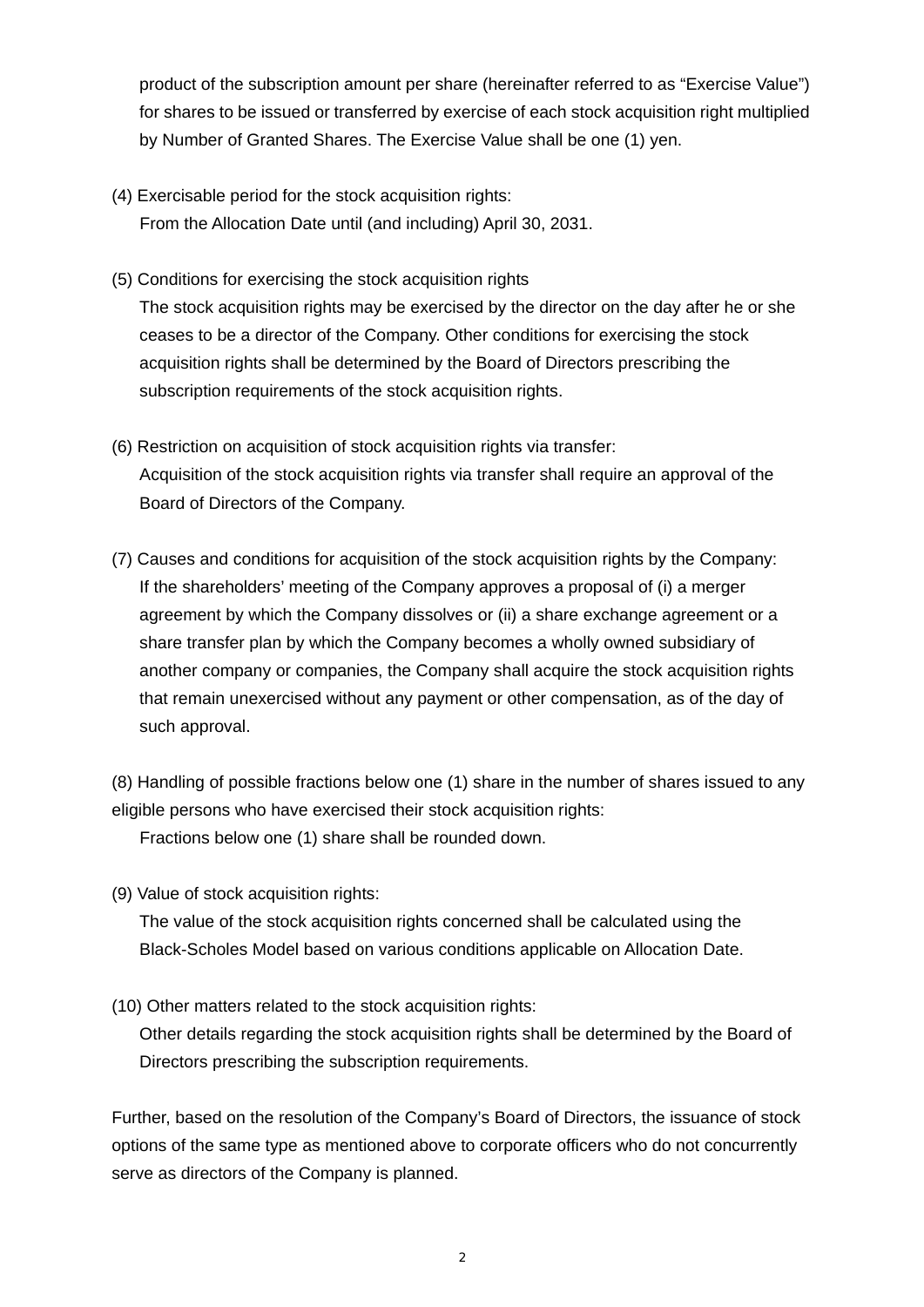product of the subscription amount per share (hereinafter referred to as "Exercise Value") for shares to be issued or transferred by exercise of each stock acquisition right multiplied by Number of Granted Shares. The Exercise Value shall be one (1) yen.

(4) Exercisable period for the stock acquisition rights:

From the Allocation Date until (and including) April 30, 2031.

(5) Conditions for exercising the stock acquisition rights

The stock acquisition rights may be exercised by the director on the day after he or she ceases to be a director of the Company. Other conditions for exercising the stock acquisition rights shall be determined by the Board of Directors prescribing the subscription requirements of the stock acquisition rights.

(6) Restriction on acquisition of stock acquisition rights via transfer:

Acquisition of the stock acquisition rights via transfer shall require an approval of the Board of Directors of the Company.

(7) Causes and conditions for acquisition of the stock acquisition rights by the Company:

If the shareholders' meeting of the Company approves a proposal of (i) a merger agreement by which the Company dissolves or (ii) a share exchange agreement or a share transfer plan by which the Company becomes a wholly owned subsidiary of another company or companies, the Company shall acquire the stock acquisition rights that remain unexercised without any payment or other compensation, as of the day of such approval.

(8) Handling of possible fractions below one (1) share in the number of shares issued to any eligible persons who have exercised their stock acquisition rights:

Fractions below one (1) share shall be rounded down.

(9) Value of stock acquisition rights:

The value of the stock acquisition rights concerned shall be calculated using the Black-Scholes Model based on various conditions applicable on Allocation Date.

(10) Other matters related to the stock acquisition rights:

Other details regarding the stock acquisition rights shall be determined by the Board of Directors prescribing the subscription requirements.

Further, based on the resolution of the Company's Board of Directors, the issuance of stock options of the same type as mentioned above to corporate officers who do not concurrently serve as directors of the Company is planned.